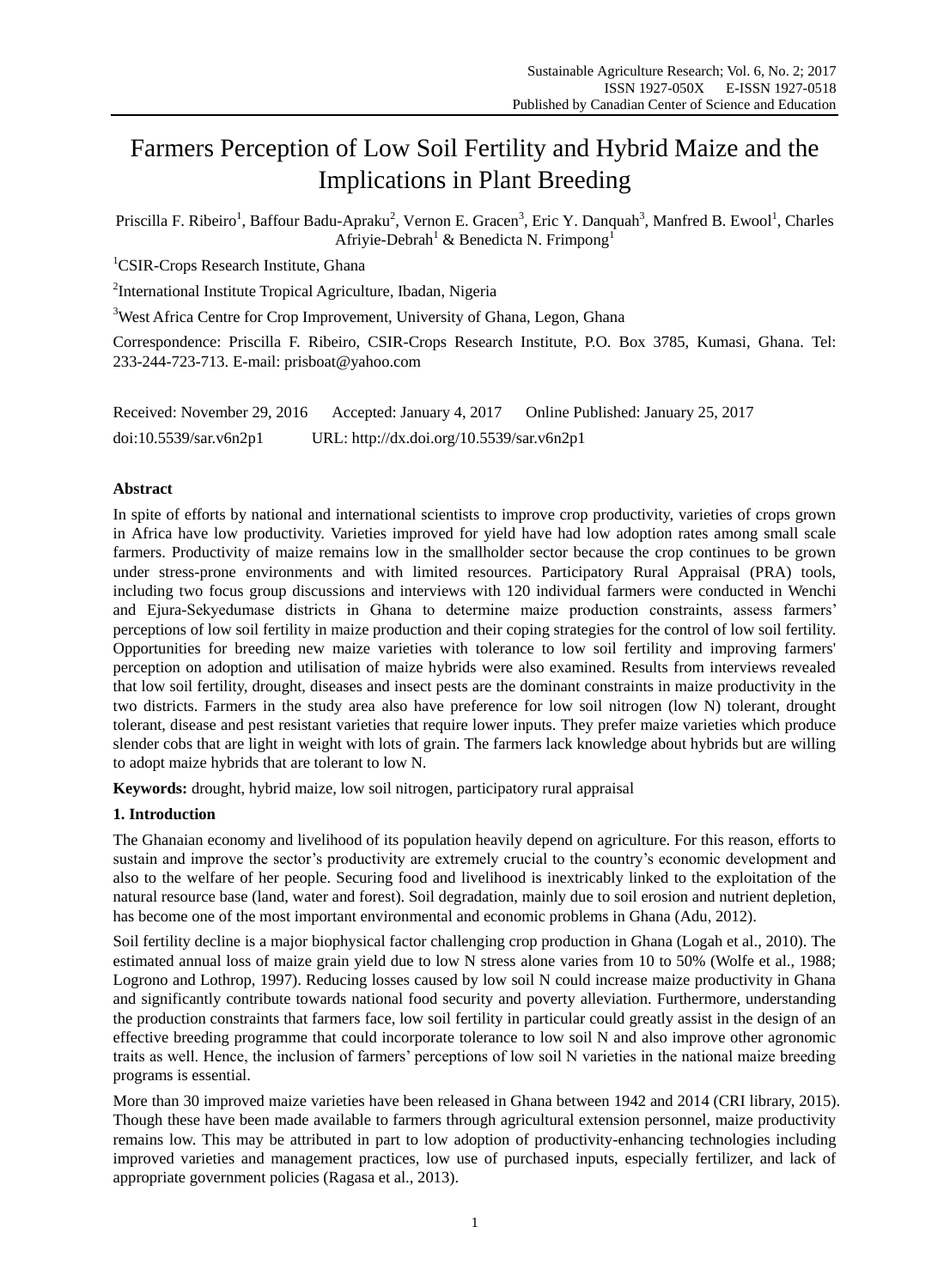# Farmers Perception of Low Soil Fertility and Hybrid Maize and the Implications in Plant Breeding

Priscilla F. Ribeiro[1], Baffour Badu-Apraku[2], Vernon E. Gracen[3], Eric Y. Danquah[3], Manfred B. Ewool[1], Charles Afriyie-Debrah[1] & Benedicta N. Frimpong[1]

[1]CSIR-Crops Research Institute, Ghana

[2]International Institute Tropical Agriculture, Ibadan, Nigeria

[3]West Africa Centre for Crop Improvement, University of Ghana, Legon, Ghana

Correspondence: Priscilla F. Ribeiro, CSIR-Crops Research Institute, P.O. Box 3785, Kumasi, Ghana. Tel: 233-244-723-713. E-mail: prisboat@yahoo.com

Received: November 29, 2016 Accepted: January 4, 2017 Online Published: January 25, 2017

doi:10.5539/sar.v6n2p1 URL: http://dx.doi.org/10.5539/sar.v6n2p1

## Abstract

In spite of efforts by national and international scientists to improve crop productivity, varieties of crops grown in Africa have low productivity. Varieties improved for yield have had low adoption rates among small scale farmers. Productivity of maize remains low in the smallholder sector because the crop continues to be grown under stress-prone environments and with limited resources. Participatory Rural Appraisal (PRA) tools, including two focus group discussions and interviews with 120 individual farmers were conducted in Wenchi and Ejura-Sekyedumase districts in Ghana to determine maize production constraints, assess farmers' perceptions of low soil fertility in maize production and their coping strategies for the control of low soil fertility. Opportunities for breeding new maize varieties with tolerance to low soil fertility and improving farmers' perception on adoption and utilisation of maize hybrids were also examined. Results from interviews revealed that low soil fertility, drought, diseases and insect pests are the dominant constraints in maize productivity in the two districts. Farmers in the study area also have preference for low soil nitrogen (low N) tolerant, drought tolerant, disease and pest resistant varieties that require lower inputs. They prefer maize varieties which produce slender cobs that are light in weight with lots of grain. The farmers lack knowledge about hybrids but are willing to adopt maize hybrids that are tolerant to low N.

**Keywords:** drought, hybrid maize, low soil nitrogen, participatory rural appraisal

## 1. Introduction

The Ghanaian economy and livelihood of its population heavily depend on agriculture. For this reason, efforts to sustain and improve the sector's productivity are extremely crucial to the country's economic development and also to the welfare of her people. Securing food and livelihood is inextricably linked to the exploitation of the natural resource base (land, water and forest). Soil degradation, mainly due to soil erosion and nutrient depletion, has become one of the most important environmental and economic problems in Ghana (Adu, 2012).

Soil fertility decline is a major biophysical factor challenging crop production in Ghana (Logah et al., 2010). The estimated annual loss of maize grain yield due to low N stress alone varies from 10 to 50% (Wolfe et al., 1988; Logrono and Lothrop, 1997). Reducing losses caused by low soil N could increase maize productivity in Ghana and significantly contribute towards national food security and poverty alleviation. Furthermore, understanding the production constraints that farmers face, low soil fertility in particular could greatly assist in the design of an effective breeding programme that could incorporate tolerance to low soil N and also improve other agronomic traits as well. Hence, the inclusion of farmers' perceptions of low soil N varieties in the national maize breeding programs is essential.

More than 30 improved maize varieties have been released in Ghana between 1942 and 2014 (CRI library, 2015). Though these have been made available to farmers through agricultural extension personnel, maize productivity remains low. This may be attributed in part to low adoption of productivity-enhancing technologies including improved varieties and management practices, low use of purchased inputs, especially fertilizer, and lack of appropriate government policies (Ragasa et al., 2013).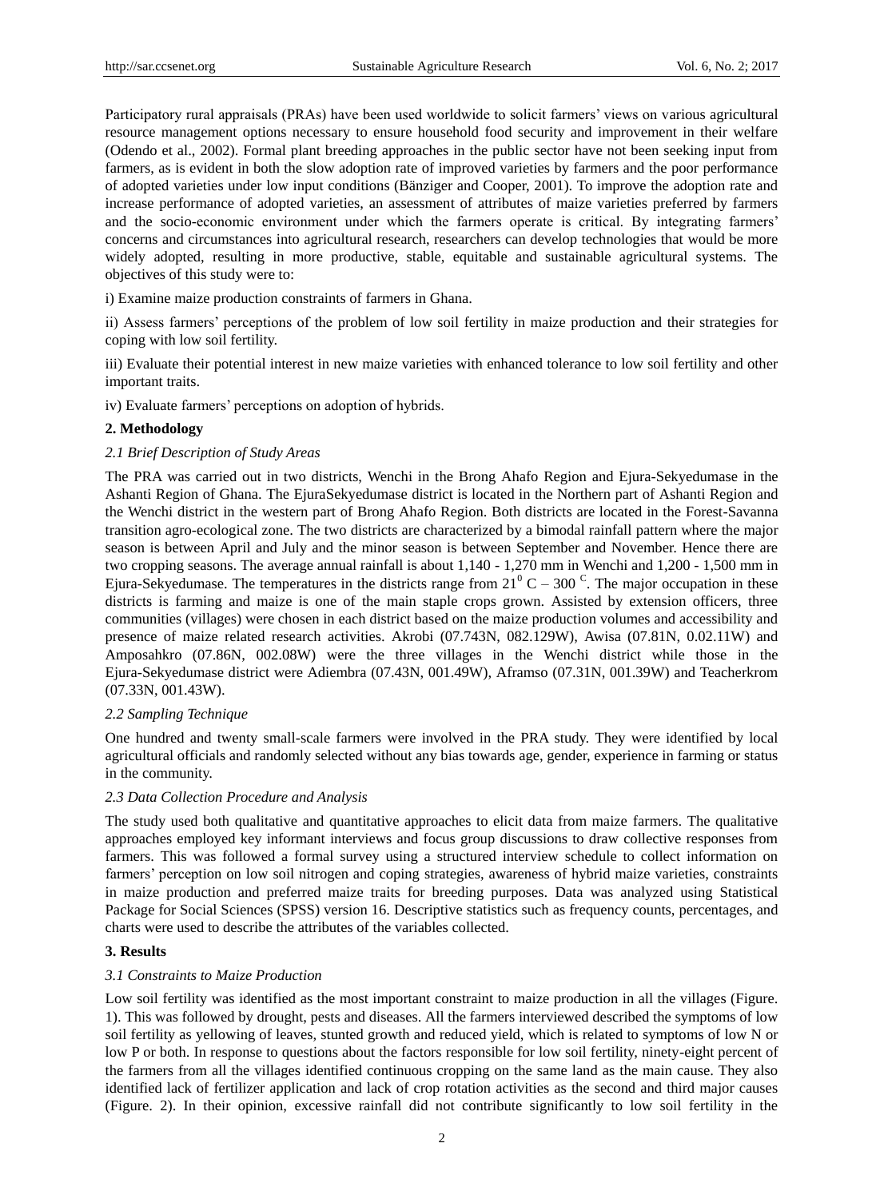Participatory rural appraisals (PRAs) have been used worldwide to solicit farmers' views on various agricultural resource management options necessary to ensure household food security and improvement in their welfare (Odendo et al., 2002). Formal plant breeding approaches in the public sector have not been seeking input from farmers, as is evident in both the slow adoption rate of improved varieties by farmers and the poor performance of adopted varieties under low input conditions (Bänziger and Cooper, 2001). To improve the adoption rate and increase performance of adopted varieties, an assessment of attributes of maize varieties preferred by farmers and the socio-economic environment under which the farmers operate is critical. By integrating farmers' concerns and circumstances into agricultural research, researchers can develop technologies that would be more widely adopted, resulting in more productive, stable, equitable and sustainable agricultural systems. The objectives of this study were to:

i) Examine maize production constraints of farmers in Ghana.

ii) Assess farmers' perceptions of the problem of low soil fertility in maize production and their strategies for coping with low soil fertility.

iii) Evaluate their potential interest in new maize varieties with enhanced tolerance to low soil fertility and other important traits.

iv) Evaluate farmers' perceptions on adoption of hybrids.

## 2. Methodology

### *2.1 Brief Description of Study Areas*

The PRA was carried out in two districts, Wenchi in the Brong Ahafo Region and Ejura-Sekyedumase in the Ashanti Region of Ghana. The EjuraSekyedumase district is located in the Northern part of Ashanti Region and the Wenchi district in the western part of Brong Ahafo Region. Both districts are located in the Forest-Savanna transition agro-ecological zone. The two districts are characterized by a bimodal rainfall pattern where the major season is between April and July and the minor season is between September and November. Hence there are two cropping seasons. The average annual rainfall is about 1,140 - 1,270 mm in Wenchi and 1,200 - 1,500 mm in Ejura-Sekyedumase. The temperatures in the districts range from $21^{0}$ C – 300 $^{C}$. The major occupation in these districts is farming and maize is one of the main staple crops grown. Assisted by extension officers, three communities (villages) were chosen in each district based on the maize production volumes and accessibility and presence of maize related research activities. Akrobi (07.743N, 082.129W), Awisa (07.81N, 0.02.11W) and Amposahkro (07.86N, 002.08W) were the three villages in the Wenchi district while those in the Ejura-Sekyedumase district were Adiembra (07.43N, 001.49W), Aframso (07.31N, 001.39W) and Teacherkrom (07.33N, 001.43W).

### *2.2 Sampling Technique*

One hundred and twenty small-scale farmers were involved in the PRA study. They were identified by local agricultural officials and randomly selected without any bias towards age, gender, experience in farming or status in the community.

### *2.3 Data Collection Procedure and Analysis*

The study used both qualitative and quantitative approaches to elicit data from maize farmers. The qualitative approaches employed key informant interviews and focus group discussions to draw collective responses from farmers. This was followed a formal survey using a structured interview schedule to collect information on farmers' perception on low soil nitrogen and coping strategies, awareness of hybrid maize varieties, constraints in maize production and preferred maize traits for breeding purposes. Data was analyzed using Statistical Package for Social Sciences (SPSS) version 16. Descriptive statistics such as frequency counts, percentages, and charts were used to describe the attributes of the variables collected.

## 3. Results

### *3.1 Constraints to Maize Production*

Low soil fertility was identified as the most important constraint to maize production in all the villages (Figure. 1). This was followed by drought, pests and diseases. All the farmers interviewed described the symptoms of low soil fertility as yellowing of leaves, stunted growth and reduced yield, which is related to symptoms of low N or low P or both. In response to questions about the factors responsible for low soil fertility, ninety-eight percent of the farmers from all the villages identified continuous cropping on the same land as the main cause. They also identified lack of fertilizer application and lack of crop rotation activities as the second and third major causes (Figure. 2). In their opinion, excessive rainfall did not contribute significantly to low soil fertility in the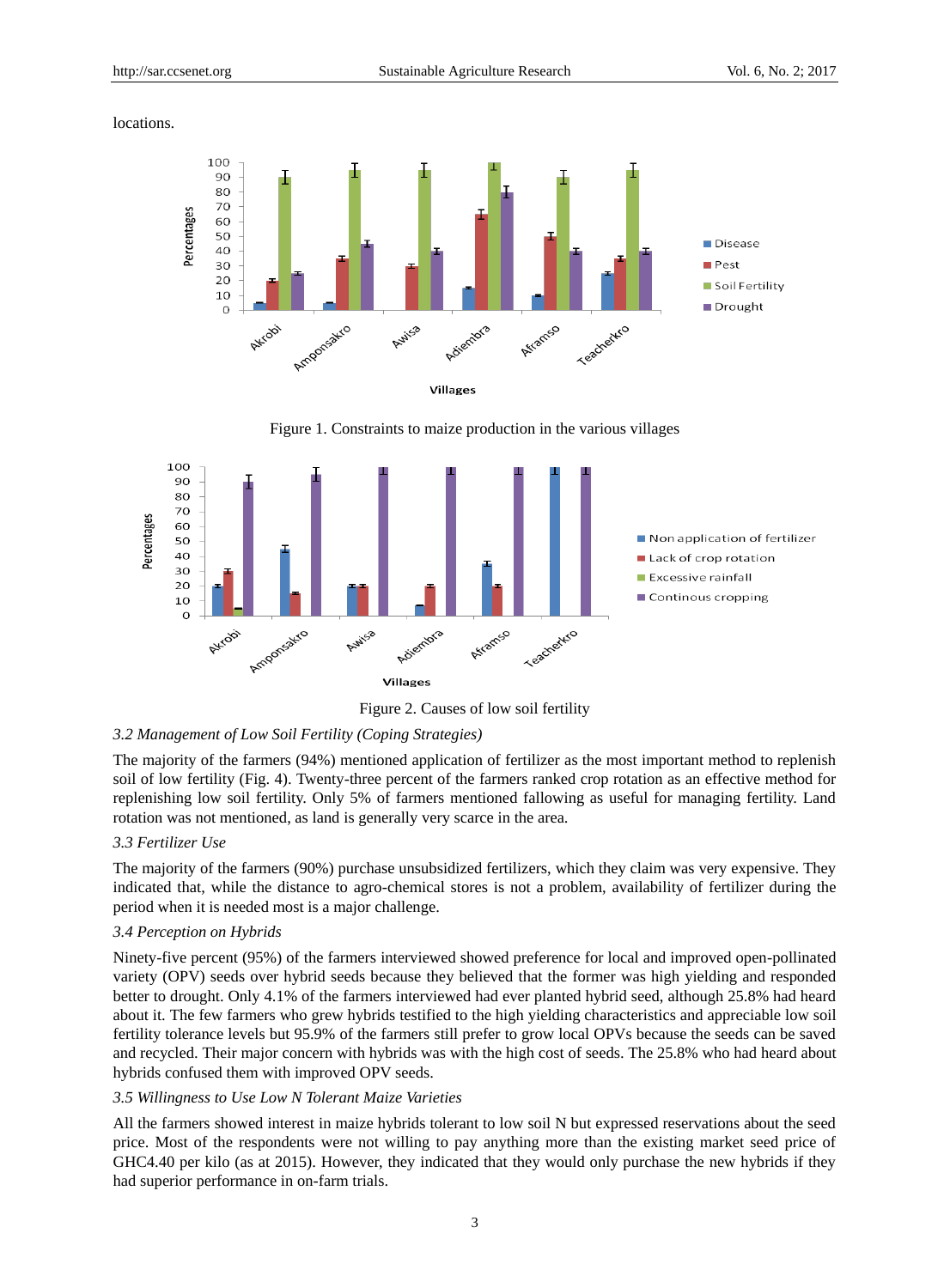locations.

Figure 1. Constraints to maize production in the various villages

Figure 2. Causes of low soil fertility

### *3.2 Management of Low Soil Fertility (Coping Strategies)*

The majority of the farmers (94%) mentioned application of fertilizer as the most important method to replenish soil of low fertility (Fig. 4). Twenty-three percent of the farmers ranked crop rotation as an effective method for replenishing low soil fertility. Only 5% of farmers mentioned fallowing as useful for managing fertility. Land rotation was not mentioned, as land is generally very scarce in the area.

### *3.3 Fertilizer Use*

The majority of the farmers (90%) purchase unsubsidized fertilizers, which they claim was very expensive. They indicated that, while the distance to agro-chemical stores is not a problem, availability of fertilizer during the period when it is needed most is a major challenge.

### *3.4 Perception on Hybrids*

Ninety-five percent (95%) of the farmers interviewed showed preference for local and improved open-pollinated variety (OPV) seeds over hybrid seeds because they believed that the former was high yielding and responded better to drought. Only 4.1% of the farmers interviewed had ever planted hybrid seed, although 25.8% had heard about it. The few farmers who grew hybrids testified to the high yielding characteristics and appreciable low soil fertility tolerance levels but 95.9% of the farmers still prefer to grow local OPVs because the seeds can be saved and recycled. Their major concern with hybrids was with the high cost of seeds. The 25.8% who had heard about hybrids confused them with improved OPV seeds.

### *3.5 Willingness to Use Low N Tolerant Maize Varieties*

All the farmers showed interest in maize hybrids tolerant to low soil N but expressed reservations about the seed price. Most of the respondents were not willing to pay anything more than the existing market seed price of GHC4.40 per kilo (as at 2015). However, they indicated that they would only purchase the new hybrids if they had superior performance in on-farm trials.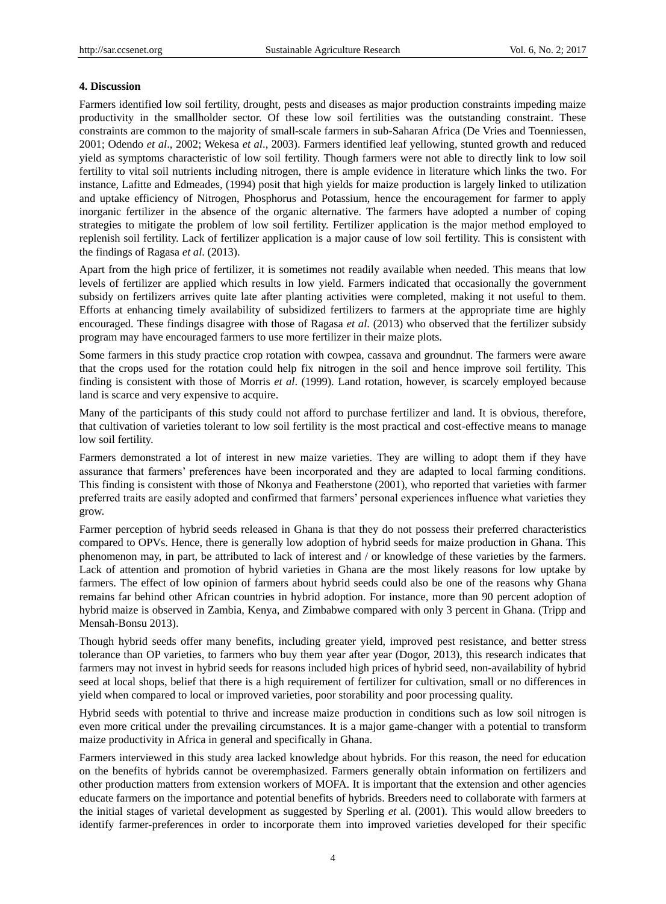### 4. Discussion

Farmers identified low soil fertility, drought, pests and diseases as major production constraints impeding maize productivity in the smallholder sector. Of these low soil fertilities was the outstanding constraint. These constraints are common to the majority of small-scale farmers in sub-Saharan Africa (De Vries and Toenniessen, 2001; Odendo *et al*., 2002; Wekesa *et al*., 2003). Farmers identified leaf yellowing, stunted growth and reduced yield as symptoms characteristic of low soil fertility. Though farmers were not able to directly link to low soil fertility to vital soil nutrients including nitrogen, there is ample evidence in literature which links the two. For instance, Lafitte and Edmeades, (1994) posit that high yields for maize production is largely linked to utilization and uptake efficiency of Nitrogen, Phosphorus and Potassium, hence the encouragement for farmer to apply inorganic fertilizer in the absence of the organic alternative. The farmers have adopted a number of coping strategies to mitigate the problem of low soil fertility. Fertilizer application is the major method employed to replenish soil fertility. Lack of fertilizer application is a major cause of low soil fertility. This is consistent with the findings of Ragasa *et al*. (2013).

Apart from the high price of fertilizer, it is sometimes not readily available when needed. This means that low levels of fertilizer are applied which results in low yield. Farmers indicated that occasionally the government subsidy on fertilizers arrives quite late after planting activities were completed, making it not useful to them. Efforts at enhancing timely availability of subsidized fertilizers to farmers at the appropriate time are highly encouraged. These findings disagree with those of Ragasa *et al*. (2013) who observed that the fertilizer subsidy program may have encouraged farmers to use more fertilizer in their maize plots.

Some farmers in this study practice crop rotation with cowpea, cassava and groundnut. The farmers were aware that the crops used for the rotation could help fix nitrogen in the soil and hence improve soil fertility. This finding is consistent with those of Morris *et al*. (1999). Land rotation, however, is scarcely employed because land is scarce and very expensive to acquire.

Many of the participants of this study could not afford to purchase fertilizer and land. It is obvious, therefore, that cultivation of varieties tolerant to low soil fertility is the most practical and cost-effective means to manage low soil fertility.

Farmers demonstrated a lot of interest in new maize varieties. They are willing to adopt them if they have assurance that farmers' preferences have been incorporated and they are adapted to local farming conditions. This finding is consistent with those of Nkonya and Featherstone (2001), who reported that varieties with farmer preferred traits are easily adopted and confirmed that farmers' personal experiences influence what varieties they grow.

Farmer perception of hybrid seeds released in Ghana is that they do not possess their preferred characteristics compared to OPVs. Hence, there is generally low adoption of hybrid seeds for maize production in Ghana. This phenomenon may, in part, be attributed to lack of interest and / or knowledge of these varieties by the farmers. Lack of attention and promotion of hybrid varieties in Ghana are the most likely reasons for low uptake by farmers. The effect of low opinion of farmers about hybrid seeds could also be one of the reasons why Ghana remains far behind other African countries in hybrid adoption. For instance, more than 90 percent adoption of hybrid maize is observed in Zambia, Kenya, and Zimbabwe compared with only 3 percent in Ghana. (Tripp and Mensah-Bonsu 2013).

Though hybrid seeds offer many benefits, including greater yield, improved pest resistance, and better stress tolerance than OP varieties, to farmers who buy them year after year (Dogor, 2013), this research indicates that farmers may not invest in hybrid seeds for reasons included high prices of hybrid seed, non-availability of hybrid seed at local shops, belief that there is a high requirement of fertilizer for cultivation, small or no differences in yield when compared to local or improved varieties, poor storability and poor processing quality.

Hybrid seeds with potential to thrive and increase maize production in conditions such as low soil nitrogen is even more critical under the prevailing circumstances. It is a major game-changer with a potential to transform maize productivity in Africa in general and specifically in Ghana.

Farmers interviewed in this study area lacked knowledge about hybrids. For this reason, the need for education on the benefits of hybrids cannot be overemphasized. Farmers generally obtain information on fertilizers and other production matters from extension workers of MOFA. It is important that the extension and other agencies educate farmers on the importance and potential benefits of hybrids. Breeders need to collaborate with farmers at the initial stages of varietal development as suggested by Sperling *et* al. (2001). This would allow breeders to identify farmer-preferences in order to incorporate them into improved varieties developed for their specific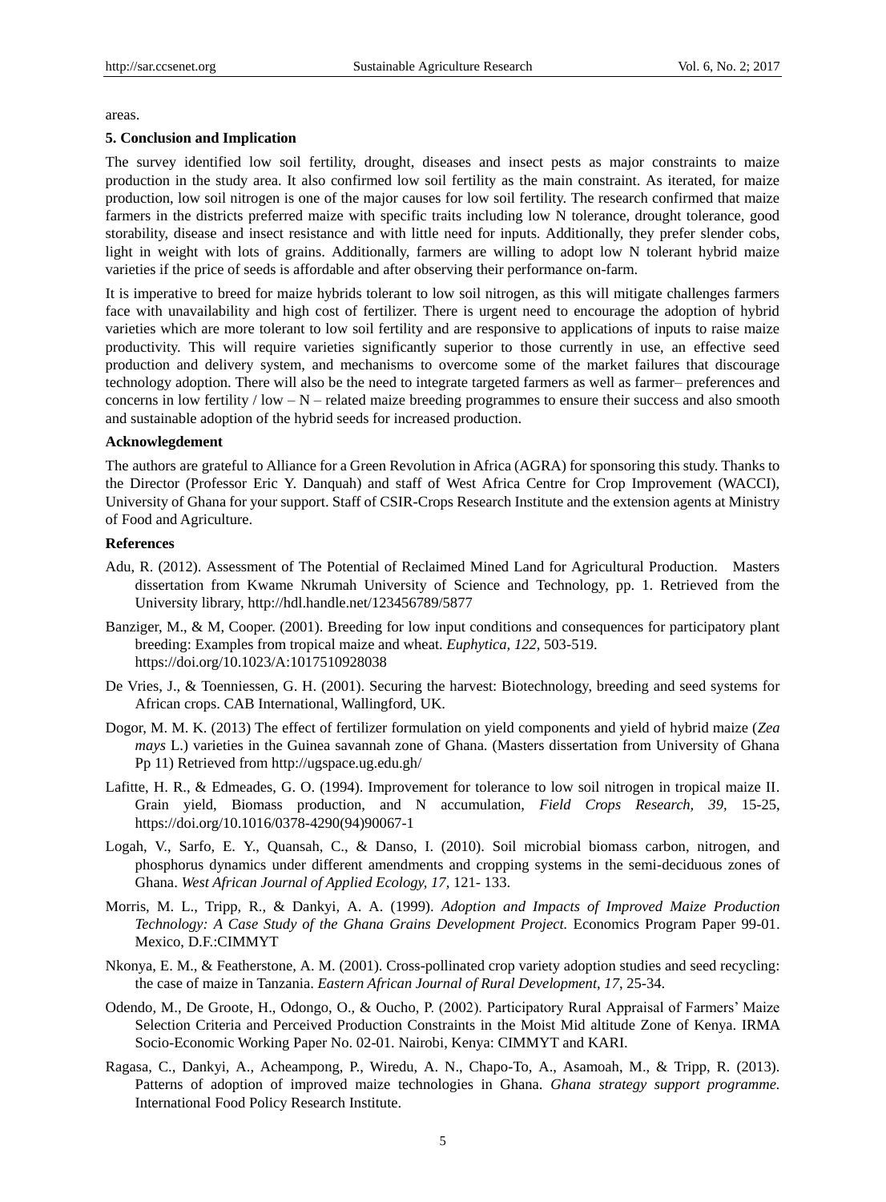areas.

## 5. Conclusion and Implication

The survey identified low soil fertility, drought, diseases and insect pests as major constraints to maize production in the study area. It also confirmed low soil fertility as the main constraint. As iterated, for maize production, low soil nitrogen is one of the major causes for low soil fertility. The research confirmed that maize farmers in the districts preferred maize with specific traits including low N tolerance, drought tolerance, good storability, disease and insect resistance and with little need for inputs. Additionally, they prefer slender cobs, light in weight with lots of grains. Additionally, farmers are willing to adopt low N tolerant hybrid maize varieties if the price of seeds is affordable and after observing their performance on-farm.

It is imperative to breed for maize hybrids tolerant to low soil nitrogen, as this will mitigate challenges farmers face with unavailability and high cost of fertilizer. There is urgent need to encourage the adoption of hybrid varieties which are more tolerant to low soil fertility and are responsive to applications of inputs to raise maize productivity. This will require varieties significantly superior to those currently in use, an effective seed production and delivery system, and mechanisms to overcome some of the market failures that discourage technology adoption. There will also be the need to integrate targeted farmers as well as farmer– preferences and concerns in low fertility / low – N – related maize breeding programmes to ensure their success and also smooth and sustainable adoption of the hybrid seeds for increased production.

## Acknowlegdement

The authors are grateful to Alliance for a Green Revolution in Africa (AGRA) for sponsoring this study. Thanks to the Director (Professor Eric Y. Danquah) and staff of West Africa Centre for Crop Improvement (WACCI), University of Ghana for your support. Staff of CSIR-Crops Research Institute and the extension agents at Ministry of Food and Agriculture.

## References

Adu, R. (2012). Assessment of The Potential of Reclaimed Mined Land for Agricultural Production. Masters dissertation from Kwame Nkrumah University of Science and Technology, pp. 1. Retrieved from the University library, http://hdl.handle.net/123456789/5877

Banziger, M., & M, Cooper. (2001). Breeding for low input conditions and consequences for participatory plant breeding: Examples from tropical maize and wheat. *Euphytica, 122*, 503-519. https://doi.org/10.1023/A:1017510928038

De Vries, J., & Toenniessen, G. H. (2001). Securing the harvest: Biotechnology, breeding and seed systems for African crops. CAB International, Wallingford, UK.

Dogor, M. M. K. (2013) The effect of fertilizer formulation on yield components and yield of hybrid maize (*Zea mays* L.) varieties in the Guinea savannah zone of Ghana. (Masters dissertation from University of Ghana Pp 11) Retrieved from http://ugspace.ug.edu.gh/

Lafitte, H. R., & Edmeades, G. O. (1994). Improvement for tolerance to low soil nitrogen in tropical maize II. Grain yield, Biomass production, and N accumulation, *Field Crops Research, 39*, 15-25, https://doi.org/10.1016/0378-4290(94)90067-1

Logah, V., Sarfo, E. Y., Quansah, C., & Danso, I. (2010). Soil microbial biomass carbon, nitrogen, and phosphorus dynamics under different amendments and cropping systems in the semi-deciduous zones of Ghana. *West African Journal of Applied Ecology, 17*, 121- 133.

Morris, M. L., Tripp, R., & Dankyi, A. A. (1999). *Adoption and Impacts of Improved Maize Production Technology: A Case Study of the Ghana Grains Development Project.* Economics Program Paper 99-01. Mexico, D.F.:CIMMYT

Nkonya, E. M., & Featherstone, A. M. (2001). Cross-pollinated crop variety adoption studies and seed recycling: the case of maize in Tanzania. *Eastern African Journal of Rural Development, 17*, 25-34.

Odendo, M., De Groote, H., Odongo, O., & Oucho, P. (2002). Participatory Rural Appraisal of Farmers' Maize Selection Criteria and Perceived Production Constraints in the Moist Mid altitude Zone of Kenya. IRMA Socio-Economic Working Paper No. 02-01. Nairobi, Kenya: CIMMYT and KARI.

Ragasa, C., Dankyi, A., Acheampong, P., Wiredu, A. N., Chapo-To, A., Asamoah, M., & Tripp, R. (2013). Patterns of adoption of improved maize technologies in Ghana. *Ghana strategy support programme.* International Food Policy Research Institute.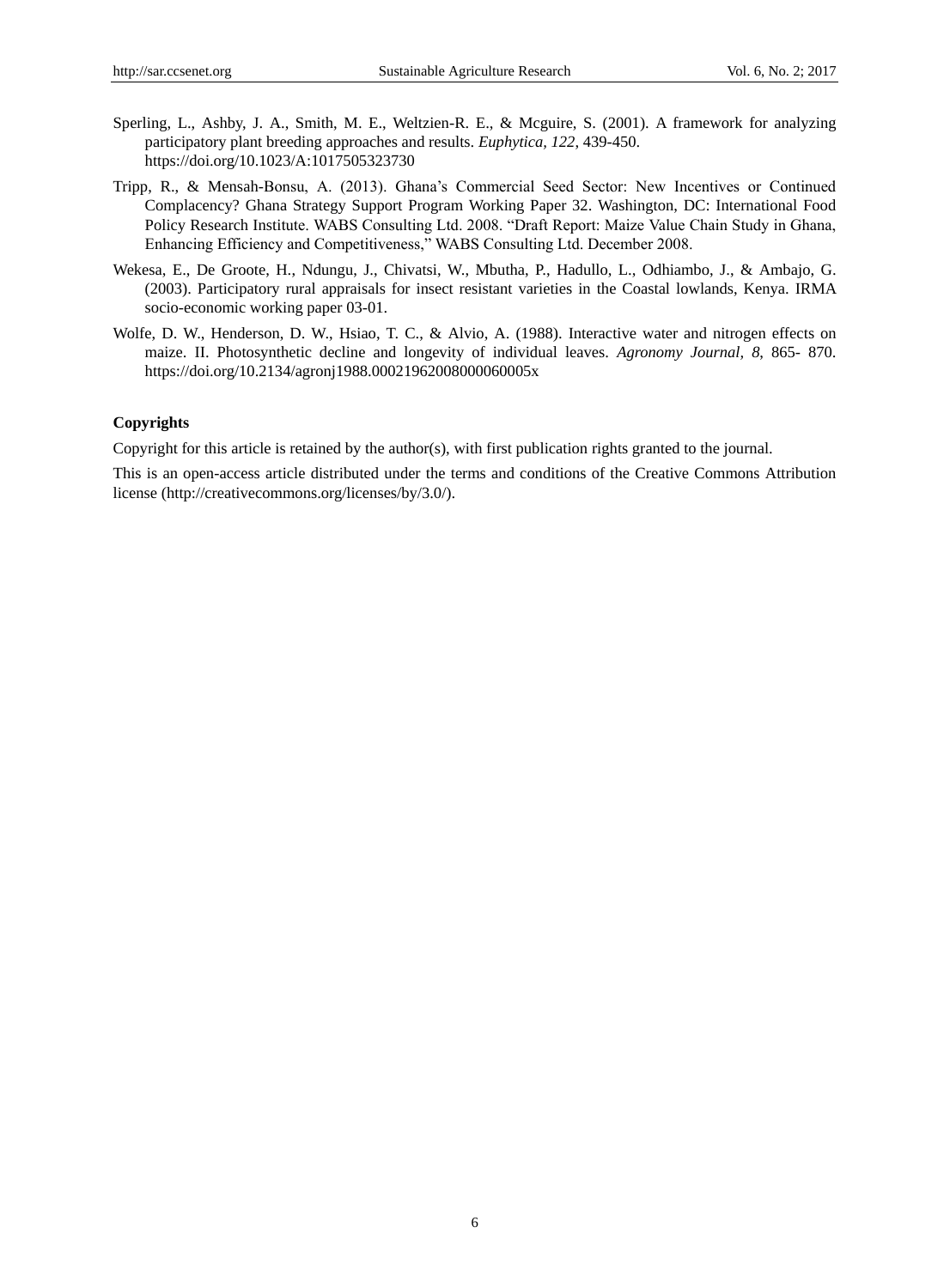Sperling, L., Ashby, J. A., Smith, M. E., Weltzien-R. E., & Mcguire, S. (2001). A framework for analyzing participatory plant breeding approaches and results. *Euphytica, 122*, 439-450. https://doi.org/10.1023/A:1017505323730

Tripp, R., & Mensah-Bonsu, A. (2013). Ghana's Commercial Seed Sector: New Incentives or Continued Complacency? Ghana Strategy Support Program Working Paper 32. Washington, DC: International Food Policy Research Institute. WABS Consulting Ltd. 2008. "Draft Report: Maize Value Chain Study in Ghana, Enhancing Efficiency and Competitiveness," WABS Consulting Ltd. December 2008.

Wekesa, E., De Groote, H., Ndungu, J., Chivatsi, W., Mbutha, P., Hadullo, L., Odhiambo, J., & Ambajo, G. (2003). Participatory rural appraisals for insect resistant varieties in the Coastal lowlands, Kenya. IRMA socio-economic working paper 03-01.

Wolfe, D. W., Henderson, D. W., Hsiao, T. C., & Alvio, A. (1988). Interactive water and nitrogen effects on maize. II. Photosynthetic decline and longevity of individual leaves. *Agronomy Journal, 8*, 865- 870. https://doi.org/10.2134/agronj1988.00021962008000060005x

**Copyrights**

Copyright for this article is retained by the author(s), with first publication rights granted to the journal.

This is an open-access article distributed under the terms and conditions of the Creative Commons Attribution license (http://creativecommons.org/licenses/by/3.0/).